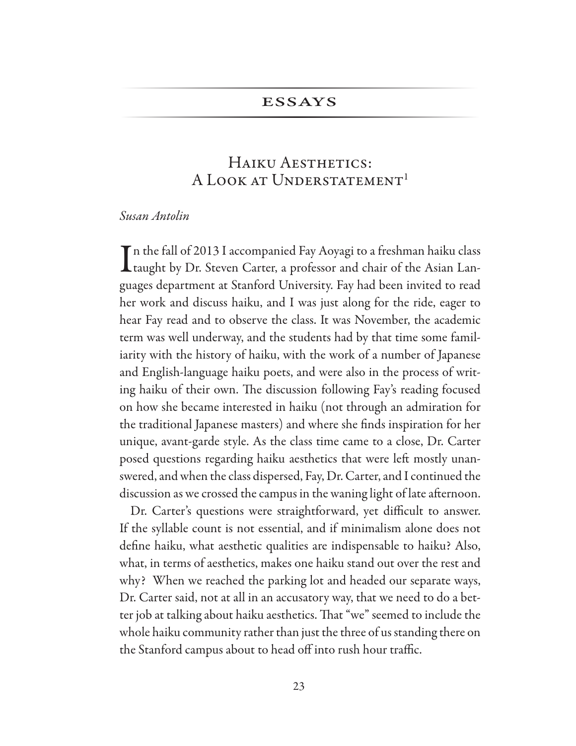## ESSAYS

# Haiku Aesthetics: A Look at Understatement[1]

*Susan Antolin*

In the fall of 2013 I accompanied Fay Aoyagi to a freshman haiku class taught by Dr. Steven Carter, a professor and chair of the Asian Languages department at Stanford University. Fay had been invited to read her work and discuss haiku, and I was just along for the ride, eager to hear Fay read and to observe the class. It was November, the academic term was well underway, and the students had by that time some familiarity with the history of haiku, with the work of a number of Japanese and English-language haiku poets, and were also in the process of writing haiku of their own. The discussion following Fay's reading focused on how she became interested in haiku (not through an admiration for the traditional Japanese masters) and where she finds inspiration for her unique, avant-garde style. As the class time came to a close, Dr. Carter posed questions regarding haiku aesthetics that were left mostly unanswered, and when the class dispersed, Fay, Dr. Carter, and I continued the discussion as we crossed the campus in the waning light of late afternoon.

Dr. Carter's questions were straightforward, yet difficult to answer. If the syllable count is not essential, and if minimalism alone does not define haiku, what aesthetic qualities are indispensable to haiku? Also, what, in terms of aesthetics, makes one haiku stand out over the rest and why? When we reached the parking lot and headed our separate ways, Dr. Carter said, not at all in an accusatory way, that we need to do a better job at talking about haiku aesthetics. That "we" seemed to include the whole haiku community rather than just the three of us standing there on the Stanford campus about to head off into rush hour traffic.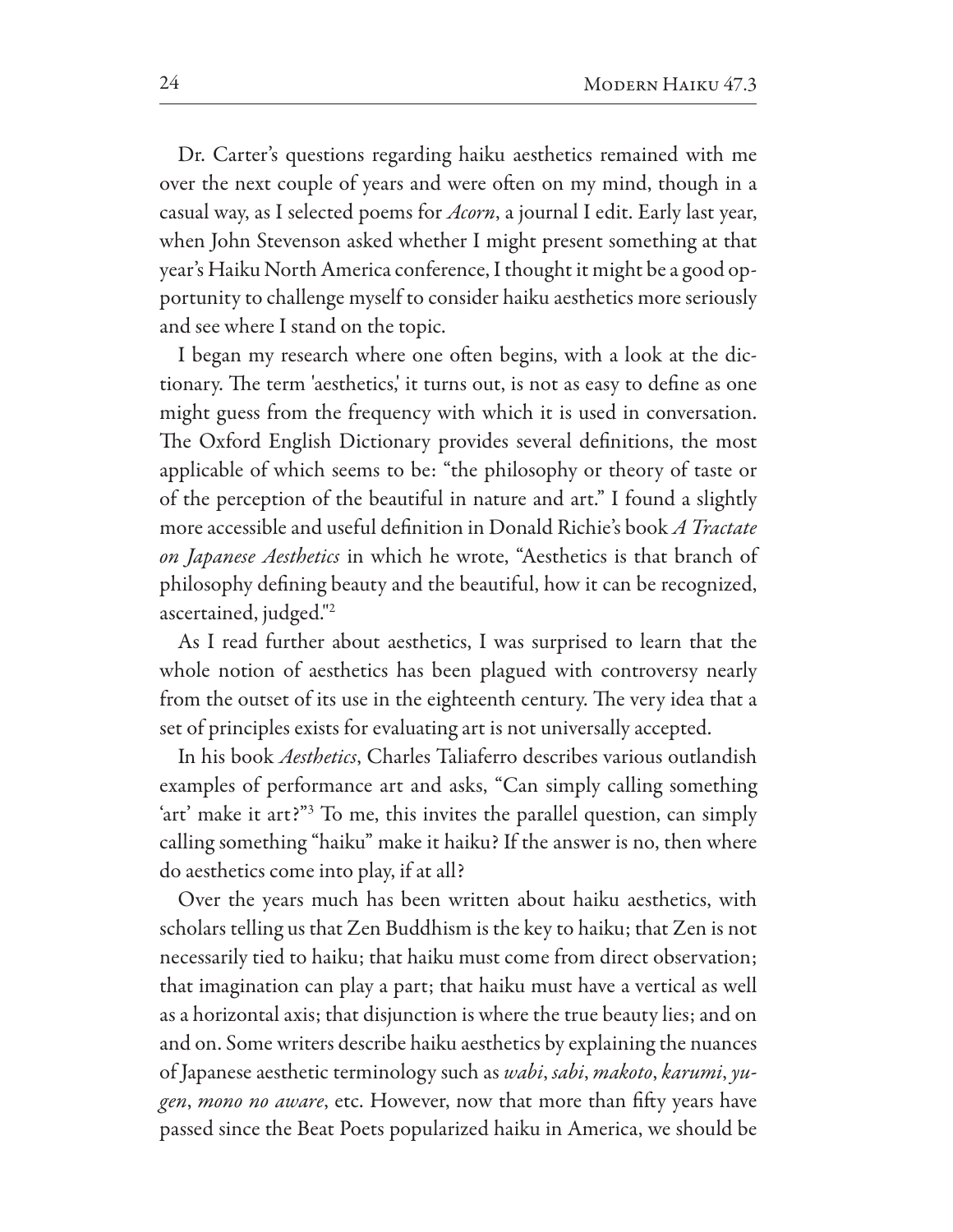Dr. Carter's questions regarding haiku aesthetics remained with me over the next couple of years and were often on my mind, though in a casual way, as I selected poems for *Acorn*, a journal I edit. Early last year, when John Stevenson asked whether I might present something at that year's Haiku North America conference, I thought it might be a good opportunity to challenge myself to consider haiku aesthetics more seriously and see where I stand on the topic.

I began my research where one often begins, with a look at the dictionary. The term 'aesthetics,' it turns out, is not as easy to define as one might guess from the frequency with which it is used in conversation. The Oxford English Dictionary provides several definitions, the most applicable of which seems to be: "the philosophy or theory of taste or of the perception of the beautiful in nature and art." I found a slightly more accessible and useful definition in Donald Richie's book *A Tractate on Japanese Aesthetics* in which he wrote, "Aesthetics is that branch of philosophy defining beauty and the beautiful, how it can be recognized, ascertained, judged."[2]

As I read further about aesthetics, I was surprised to learn that the whole notion of aesthetics has been plagued with controversy nearly from the outset of its use in the eighteenth century. The very idea that a set of principles exists for evaluating art is not universally accepted.

In his book *Aesthetics*, Charles Taliaferro describes various outlandish examples of performance art and asks, "Can simply calling something 'art' make it art?"[3] To me, this invites the parallel question, can simply calling something "haiku" make it haiku? If the answer is no, then where do aesthetics come into play, if at all?

Over the years much has been written about haiku aesthetics, with scholars telling us that Zen Buddhism is the key to haiku; that Zen is not necessarily tied to haiku; that haiku must come from direct observation; that imagination can play a part; that haiku must have a vertical as well as a horizontal axis; that disjunction is where the true beauty lies; and on and on. Some writers describe haiku aesthetics by explaining the nuances of Japanese aesthetic terminology such as *wabi*, *sabi*, *makoto*, *karumi*, *yugen*, *mono no aware*, etc. However, now that more than fifty years have passed since the Beat Poets popularized haiku in America, we should be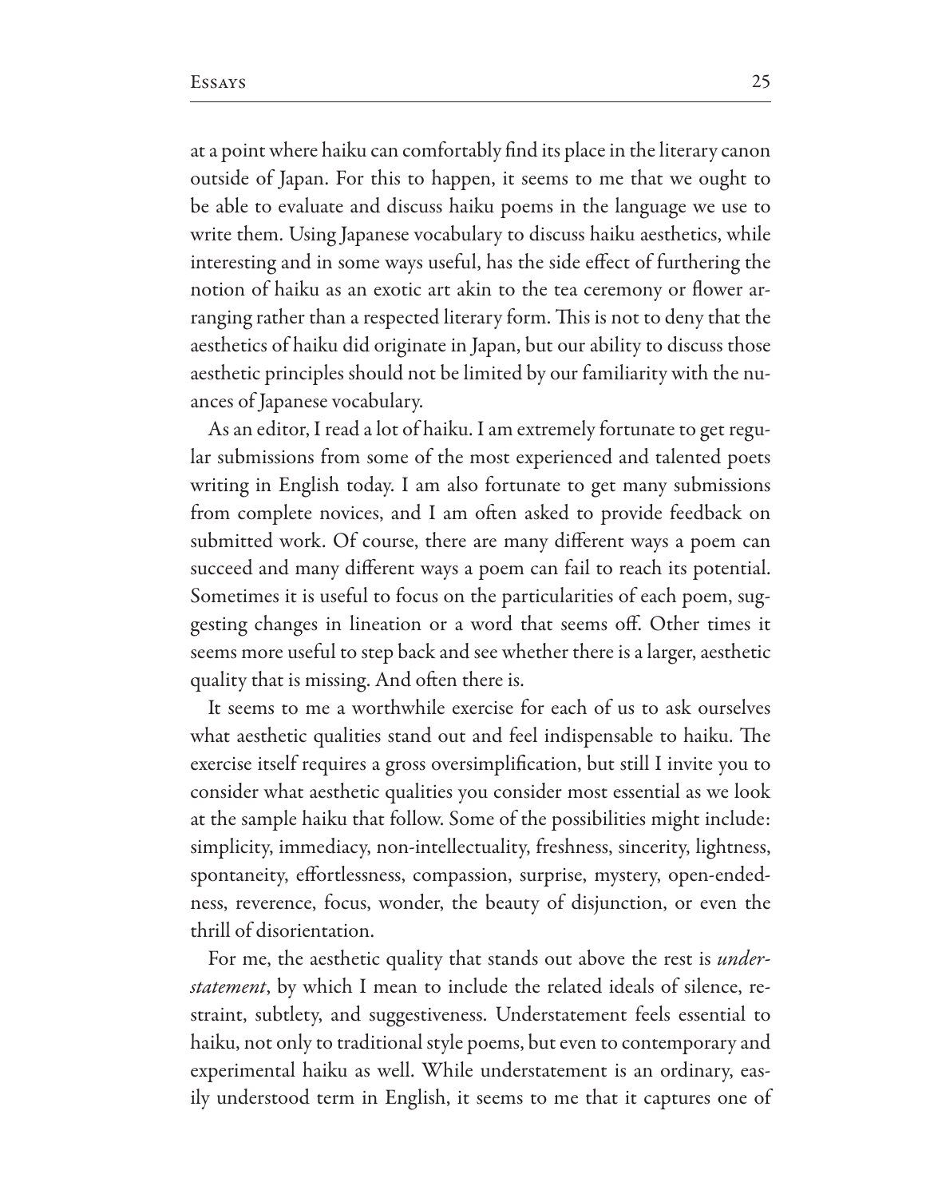at a point where haiku can comfortably find its place in the literary canon outside of Japan. For this to happen, it seems to me that we ought to be able to evaluate and discuss haiku poems in the language we use to write them. Using Japanese vocabulary to discuss haiku aesthetics, while interesting and in some ways useful, has the side effect of furthering the notion of haiku as an exotic art akin to the tea ceremony or flower arranging rather than a respected literary form. This is not to deny that the aesthetics of haiku did originate in Japan, but our ability to discuss those aesthetic principles should not be limited by our familiarity with the nuances of Japanese vocabulary.

As an editor, I read a lot of haiku. I am extremely fortunate to get regular submissions from some of the most experienced and talented poets writing in English today. I am also fortunate to get many submissions from complete novices, and I am often asked to provide feedback on submitted work. Of course, there are many different ways a poem can succeed and many different ways a poem can fail to reach its potential. Sometimes it is useful to focus on the particularities of each poem, suggesting changes in lineation or a word that seems off. Other times it seems more useful to step back and see whether there is a larger, aesthetic quality that is missing. And often there is.

It seems to me a worthwhile exercise for each of us to ask ourselves what aesthetic qualities stand out and feel indispensable to haiku. The exercise itself requires a gross oversimplification, but still I invite you to consider what aesthetic qualities you consider most essential as we look at the sample haiku that follow. Some of the possibilities might include: simplicity, immediacy, non-intellectuality, freshness, sincerity, lightness, spontaneity, effortlessness, compassion, surprise, mystery, open-endedness, reverence, focus, wonder, the beauty of disjunction, or even the thrill of disorientation.

For me, the aesthetic quality that stands out above the rest is *understatement*, by which I mean to include the related ideals of silence, restraint, subtlety, and suggestiveness. Understatement feels essential to haiku, not only to traditional style poems, but even to contemporary and experimental haiku as well. While understatement is an ordinary, easily understood term in English, it seems to me that it captures one of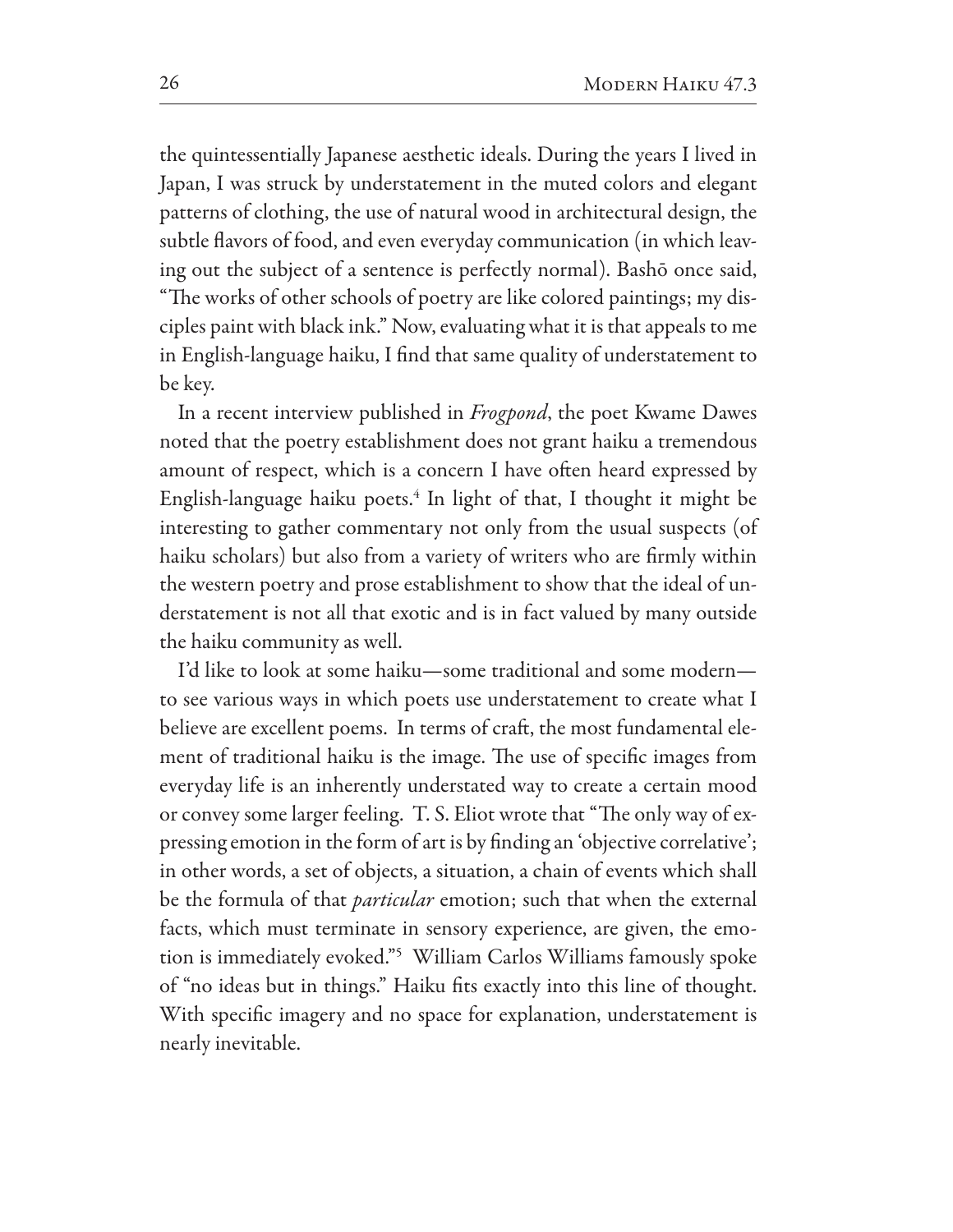the quintessentially Japanese aesthetic ideals. During the years I lived in Japan, I was struck by understatement in the muted colors and elegant patterns of clothing, the use of natural wood in architectural design, the subtle flavors of food, and even everyday communication (in which leaving out the subject of a sentence is perfectly normal). Bashō once said, "The works of other schools of poetry are like colored paintings; my disciples paint with black ink." Now, evaluating what it is that appeals to me in English-language haiku, I find that same quality of understatement to be key.

In a recent interview published in *Frogpond*, the poet Kwame Dawes noted that the poetry establishment does not grant haiku a tremendous amount of respect, which is a concern I have often heard expressed by English-language haiku poets.[4] In light of that, I thought it might be interesting to gather commentary not only from the usual suspects (of haiku scholars) but also from a variety of writers who are firmly within the western poetry and prose establishment to show that the ideal of understatement is not all that exotic and is in fact valued by many outside the haiku community as well.

I'd like to look at some haiku—some traditional and some modern—to see various ways in which poets use understatement to create what I believe are excellent poems. In terms of craft, the most fundamental element of traditional haiku is the image. The use of specific images from everyday life is an inherently understated way to create a certain mood or convey some larger feeling. T. S. Eliot wrote that "The only way of expressing emotion in the form of art is by finding an 'objective correlative'; in other words, a set of objects, a situation, a chain of events which shall be the formula of that *particular* emotion; such that when the external facts, which must terminate in sensory experience, are given, the emotion is immediately evoked."[5] William Carlos Williams famously spoke of "no ideas but in things." Haiku fits exactly into this line of thought. With specific imagery and no space for explanation, understatement is nearly inevitable.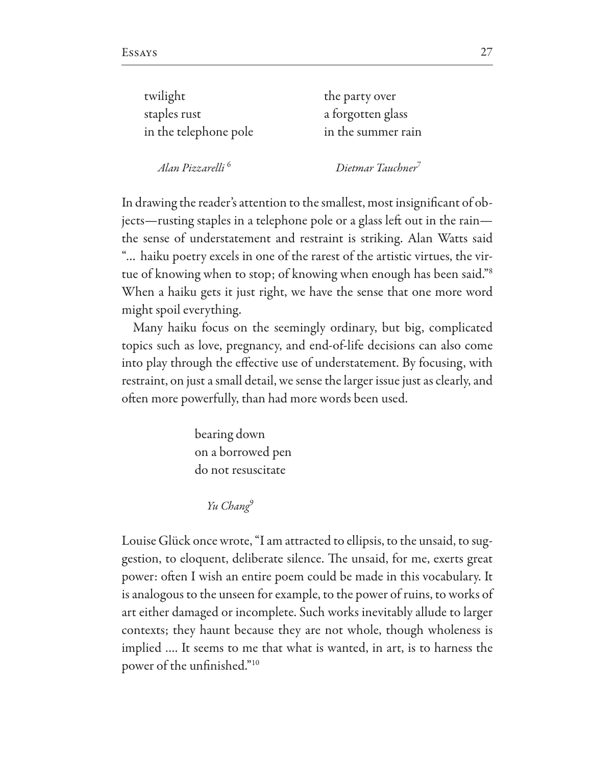twilight
staples rust
in the telephone pole

*Alan Pizzarelli* [6]

the party over
a forgotten glass
in the summer rain

*Dietmar Tauchner* [7]

In drawing the reader's attention to the smallest, most insignificant of objects—rusting staples in a telephone pole or a glass left out in the rain—the sense of understatement and restraint is striking. Alan Watts said "… haiku poetry excels in one of the rarest of the artistic virtues, the virtue of knowing when to stop; of knowing when enough has been said."[8] When a haiku gets it just right, we have the sense that one more word might spoil everything.

Many haiku focus on the seemingly ordinary, but big, complicated topics such as love, pregnancy, and end-of-life decisions can also come into play through the effective use of understatement. By focusing, with restraint, on just a small detail, we sense the larger issue just as clearly, and often more powerfully, than had more words been used.

bearing down
on a borrowed pen
do not resuscitate

*Yu Chang* [9]

Louise Glück once wrote, "I am attracted to ellipsis, to the unsaid, to suggestion, to eloquent, deliberate silence. The unsaid, for me, exerts great power: often I wish an entire poem could be made in this vocabulary. It is analogous to the unseen for example, to the power of ruins, to works of art either damaged or incomplete. Such works inevitably allude to larger contexts; they haunt because they are not whole, though wholeness is implied …. It seems to me that what is wanted, in art, is to harness the power of the unfinished."[10]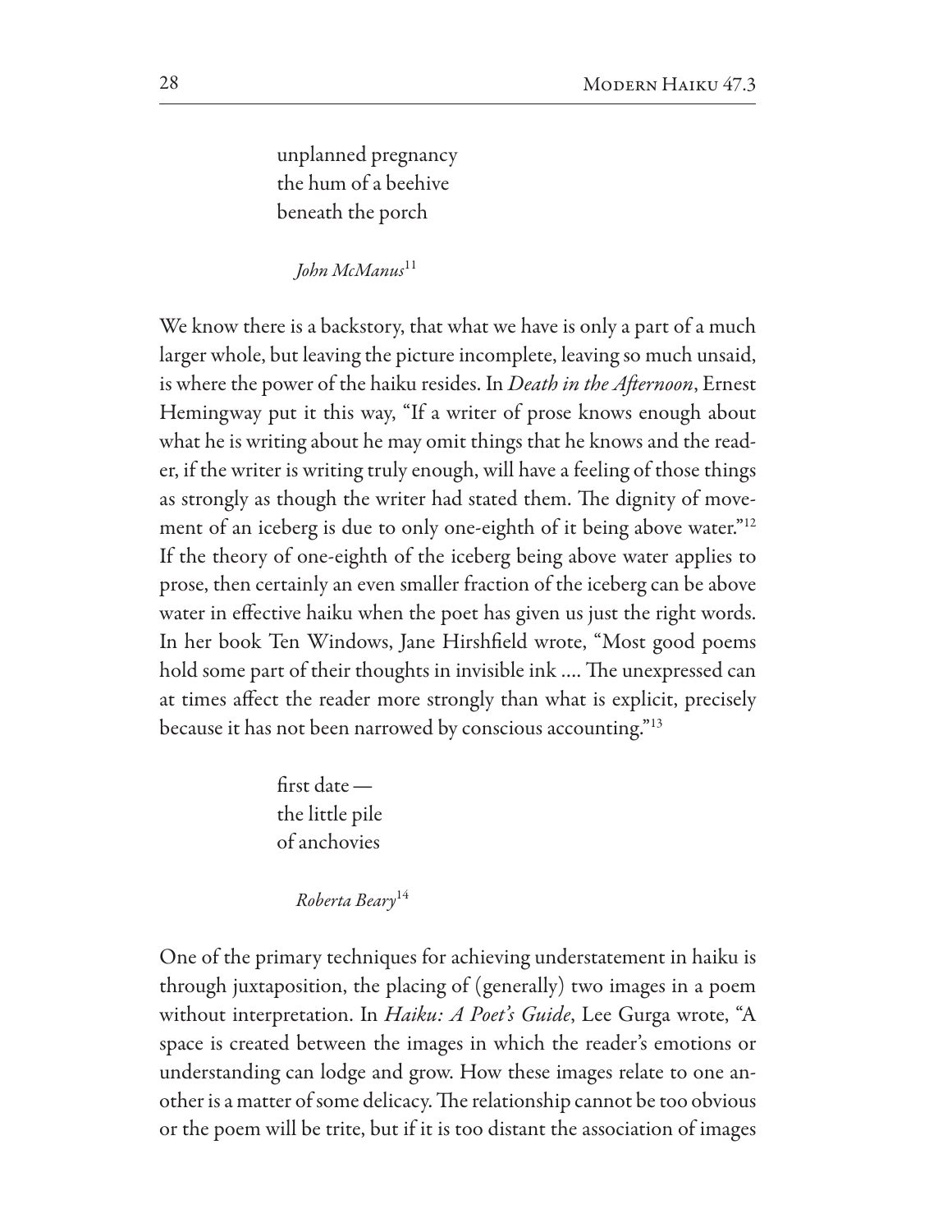unplanned pregnancy  
the hum of a beehive  
beneath the porch

*John McManus*[11]

We know there is a backstory, that what we have is only a part of a much larger whole, but leaving the picture incomplete, leaving so much unsaid, is where the power of the haiku resides. In *Death in the Afternoon*, Ernest Hemingway put it this way, "If a writer of prose knows enough about what he is writing about he may omit things that he knows and the reader, if the writer is writing truly enough, will have a feeling of those things as strongly as though the writer had stated them. The dignity of movement of an iceberg is due to only one-eighth of it being above water."[12] If the theory of one-eighth of the iceberg being above water applies to prose, then certainly an even smaller fraction of the iceberg can be above water in effective haiku when the poet has given us just the right words. In her book Ten Windows, Jane Hirshfield wrote, "Most good poems hold some part of their thoughts in invisible ink .... The unexpressed can at times affect the reader more strongly than what is explicit, precisely because it has not been narrowed by conscious accounting."[13]

first date —  
the little pile  
of anchovies

*Roberta Beary*[14]

One of the primary techniques for achieving understatement in haiku is through juxtaposition, the placing of (generally) two images in a poem without interpretation. In *Haiku: A Poet's Guide*, Lee Gurga wrote, "A space is created between the images in which the reader's emotions or understanding can lodge and grow. How these images relate to one another is a matter of some delicacy. The relationship cannot be too obvious or the poem will be trite, but if it is too distant the association of images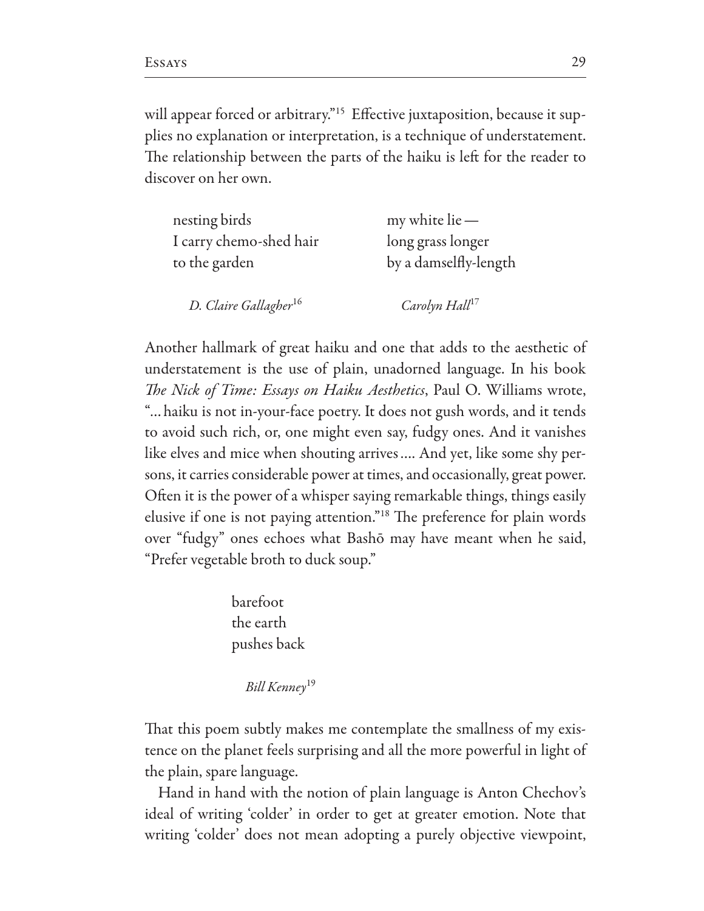will appear forced or arbitrary."[15] Effective juxtaposition, because it supplies no explanation or interpretation, is a technique of understatement. The relationship between the parts of the haiku is left for the reader to discover on her own.

> nesting birds  
> I carry chemo-shed hair  
> to the garden
>
> *D. Claire Gallagher*[16]

> my white lie —  
> long grass longer  
> by a damselfly-length
>
> *Carolyn Hall*[17]

Another hallmark of great haiku and one that adds to the aesthetic of understatement is the use of plain, unadorned language. In his book *The Nick of Time: Essays on Haiku Aesthetics*, Paul O. Williams wrote, "… haiku is not in-your-face poetry. It does not gush words, and it tends to avoid such rich, or, one might even say, fudgy ones. And it vanishes like elves and mice when shouting arrives …. And yet, like some shy persons, it carries considerable power at times, and occasionally, great power. Often it is the power of a whisper saying remarkable things, things easily elusive if one is not paying attention."[18] The preference for plain words over "fudgy" ones echoes what Bashō may have meant when he said, "Prefer vegetable broth to duck soup."

> barefoot  
> the earth  
> pushes back
>
> *Bill Kenney*[19]

That this poem subtly makes me contemplate the smallness of my existence on the planet feels surprising and all the more powerful in light of the plain, spare language.

Hand in hand with the notion of plain language is Anton Chechov's ideal of writing 'colder' in order to get at greater emotion. Note that writing 'colder' does not mean adopting a purely objective viewpoint,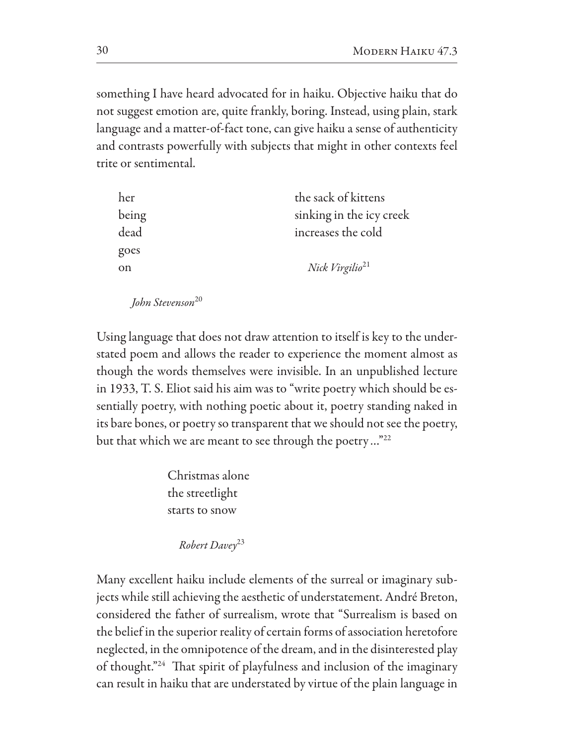something I have heard advocated for in haiku. Objective haiku that do not suggest emotion are, quite frankly, boring. Instead, using plain, stark language and a matter-of-fact tone, can give haiku a sense of authenticity and contrasts powerfully with subjects that might in other contexts feel trite or sentimental.

her  
being  
dead  
goes  
on

*John Stevenson*[20]

the sack of kittens  
sinking in the icy creek  
increases the cold

*Nick Virgilio*[21]

Using language that does not draw attention to itself is key to the understated poem and allows the reader to experience the moment almost as though the words themselves were invisible. In an unpublished lecture in 1933, T. S. Eliot said his aim was to "write poetry which should be essentially poetry, with nothing poetic about it, poetry standing naked in its bare bones, or poetry so transparent that we should not see the poetry, but that which we are meant to see through the poetry …"[22]

Christmas alone  
the streetlight  
starts to snow

*Robert Davey*[23]

Many excellent haiku include elements of the surreal or imaginary subjects while still achieving the aesthetic of understatement. André Breton, considered the father of surrealism, wrote that "Surrealism is based on the belief in the superior reality of certain forms of association heretofore neglected, in the omnipotence of the dream, and in the disinterested play of thought."[24] That spirit of playfulness and inclusion of the imaginary can result in haiku that are understated by virtue of the plain language in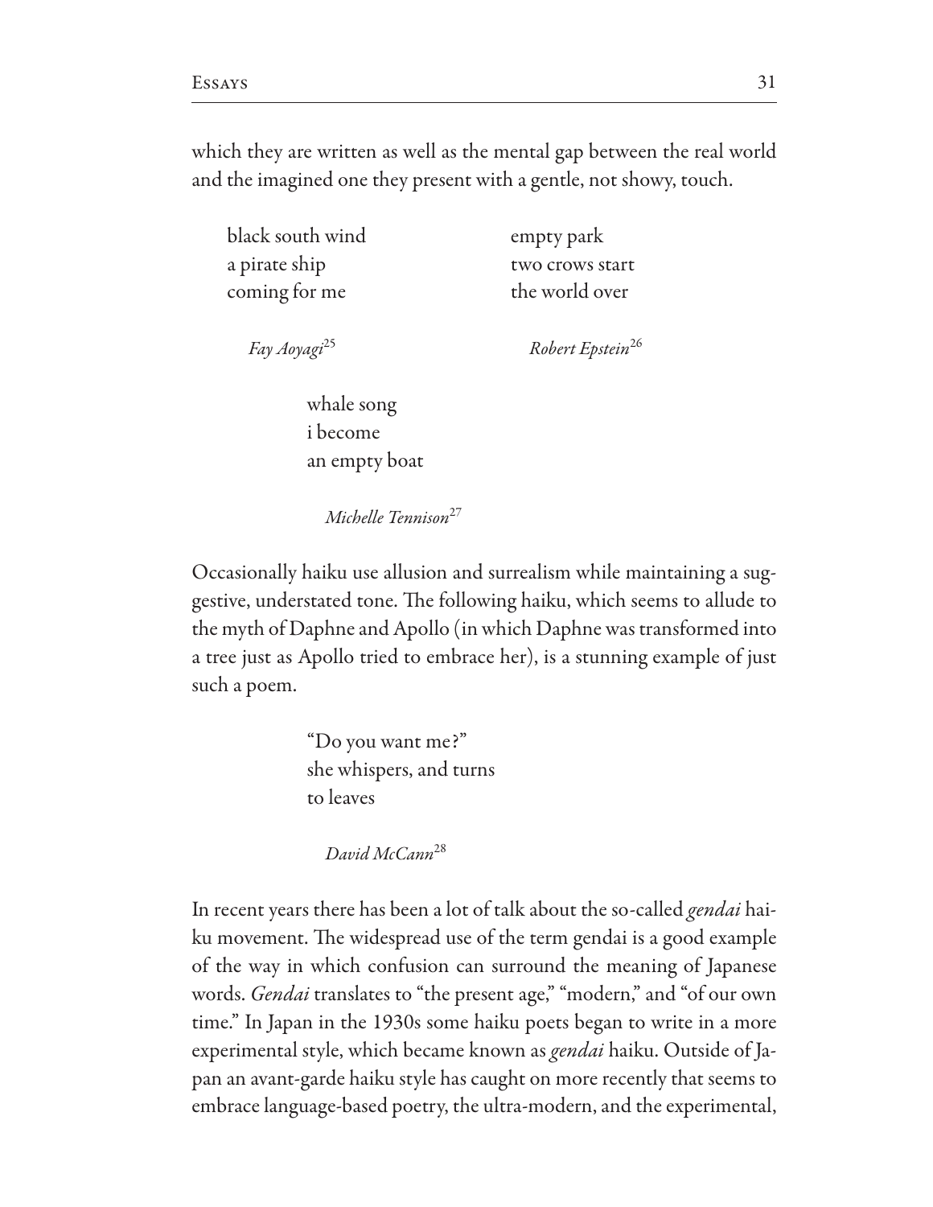which they are written as well as the mental gap between the real world and the imagined one they present with a gentle, not showy, touch.

black south wind  
a pirate ship  
coming for me

*Fay Aoyagi*[25]

empty park  
two crows start  
the world over

*Robert Epstein*[26]

whale song  
i become  
an empty boat

*Michelle Tennison*[27]

Occasionally haiku use allusion and surrealism while maintaining a suggestive, understated tone. The following haiku, which seems to allude to the myth of Daphne and Apollo (in which Daphne was transformed into a tree just as Apollo tried to embrace her), is a stunning example of just such a poem.

"Do you want me?"  
she whispers, and turns  
to leaves

*David McCann*[28]

In recent years there has been a lot of talk about the so-called *gendai* haiku movement. The widespread use of the term gendai is a good example of the way in which confusion can surround the meaning of Japanese words. *Gendai* translates to "the present age," "modern," and "of our own time." In Japan in the 1930s some haiku poets began to write in a more experimental style, which became known as *gendai* haiku. Outside of Japan an avant-garde haiku style has caught on more recently that seems to embrace language-based poetry, the ultra-modern, and the experimental,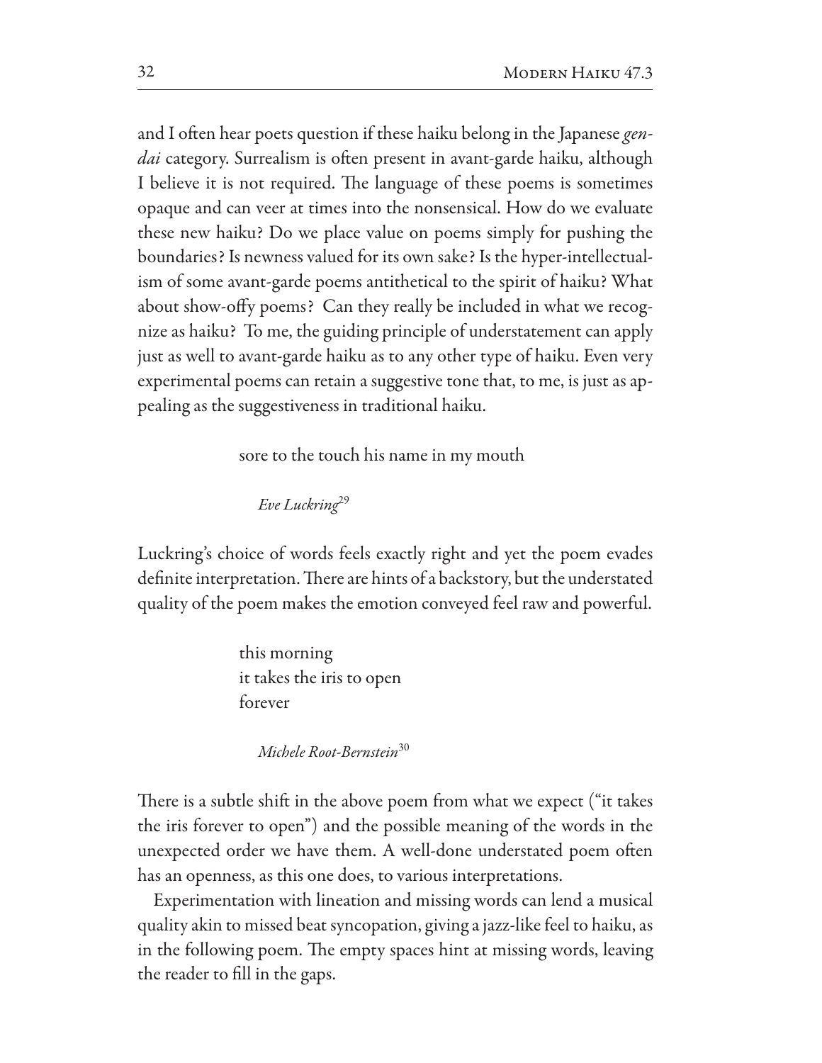and I often hear poets question if these haiku belong in the Japanese *gendai* category. Surrealism is often present in avant-garde haiku, although I believe it is not required. The language of these poems is sometimes opaque and can veer at times into the nonsensical. How do we evaluate these new haiku? Do we place value on poems simply for pushing the boundaries? Is newness valued for its own sake? Is the hyper-intellectualism of some avant-garde poems antithetical to the spirit of haiku? What about show-offy poems? Can they really be included in what we recognize as haiku? To me, the guiding principle of understatement can apply just as well to avant-garde haiku as to any other type of haiku. Even very experimental poems can retain a suggestive tone that, to me, is just as appealing as the suggestiveness in traditional haiku.

> sore to the touch his name in my mouth
>
> *Eve Luckring*[29]

Luckring's choice of words feels exactly right and yet the poem evades definite interpretation. There are hints of a backstory, but the understated quality of the poem makes the emotion conveyed feel raw and powerful.

> this morning
> it takes the iris to open
> forever
>
> *Michele Root-Bernstein*[30]

There is a subtle shift in the above poem from what we expect ("it takes the iris forever to open") and the possible meaning of the words in the unexpected order we have them. A well-done understated poem often has an openness, as this one does, to various interpretations.

Experimentation with lineation and missing words can lend a musical quality akin to missed beat syncopation, giving a jazz-like feel to haiku, as in the following poem. The empty spaces hint at missing words, leaving the reader to fill in the gaps.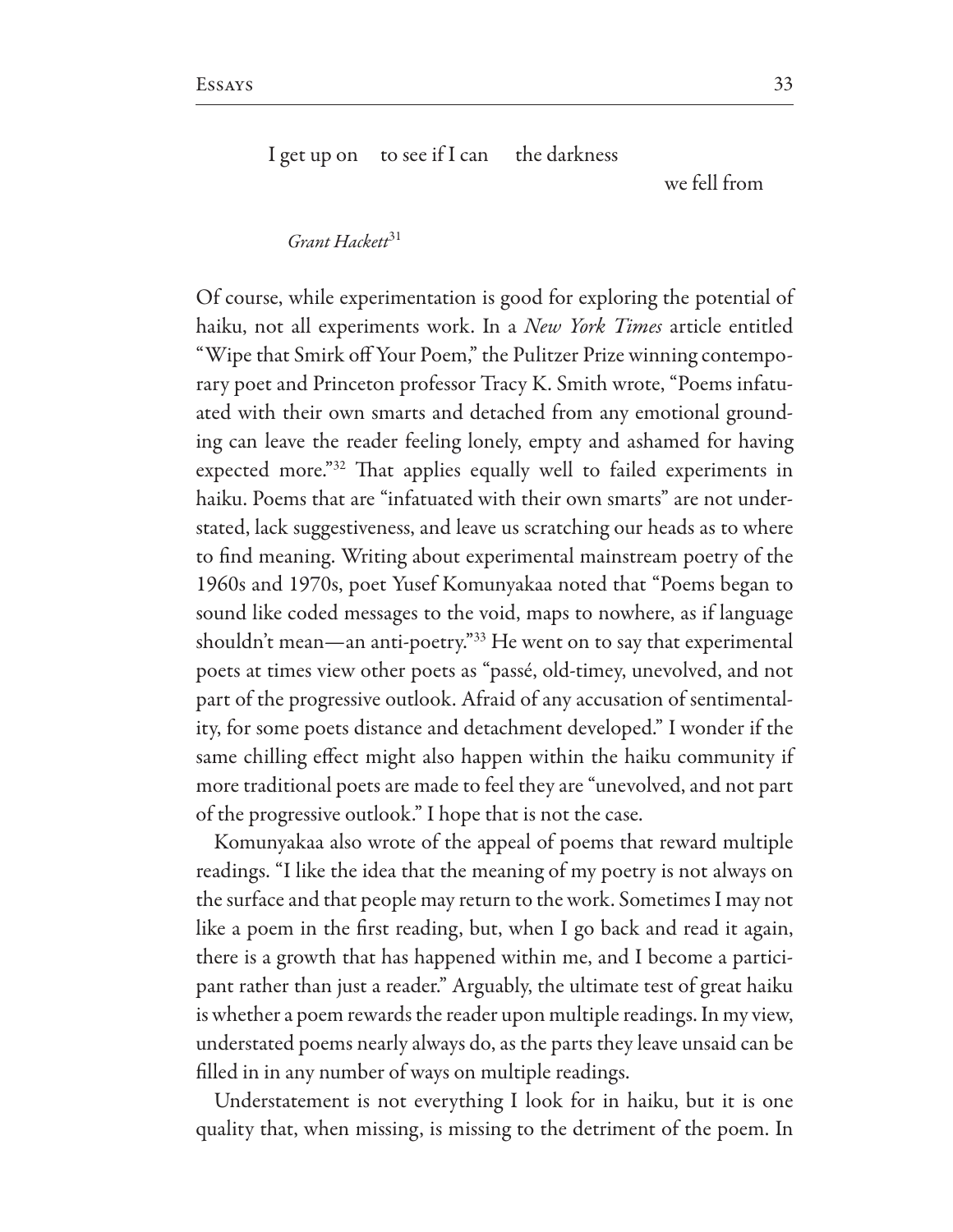I get up on   to see if I can   the darkness
                                                            we fell from

*Grant Hackett*[31]

Of course, while experimentation is good for exploring the potential of haiku, not all experiments work. In a *New York Times* article entitled "Wipe that Smirk off Your Poem," the Pulitzer Prize winning contemporary poet and Princeton professor Tracy K. Smith wrote, "Poems infatuated with their own smarts and detached from any emotional grounding can leave the reader feeling lonely, empty and ashamed for having expected more."[32] That applies equally well to failed experiments in haiku. Poems that are "infatuated with their own smarts" are not understated, lack suggestiveness, and leave us scratching our heads as to where to find meaning. Writing about experimental mainstream poetry of the 1960s and 1970s, poet Yusef Komunyakaa noted that "Poems began to sound like coded messages to the void, maps to nowhere, as if language shouldn't mean—an anti-poetry."[33] He went on to say that experimental poets at times view other poets as "passé, old-timey, unevolved, and not part of the progressive outlook. Afraid of any accusation of sentimentality, for some poets distance and detachment developed." I wonder if the same chilling effect might also happen within the haiku community if more traditional poets are made to feel they are "unevolved, and not part of the progressive outlook." I hope that is not the case.

Komunyakaa also wrote of the appeal of poems that reward multiple readings. "I like the idea that the meaning of my poetry is not always on the surface and that people may return to the work. Sometimes I may not like a poem in the first reading, but, when I go back and read it again, there is a growth that has happened within me, and I become a participant rather than just a reader." Arguably, the ultimate test of great haiku is whether a poem rewards the reader upon multiple readings. In my view, understated poems nearly always do, as the parts they leave unsaid can be filled in in any number of ways on multiple readings.

Understatement is not everything I look for in haiku, but it is one quality that, when missing, is missing to the detriment of the poem. In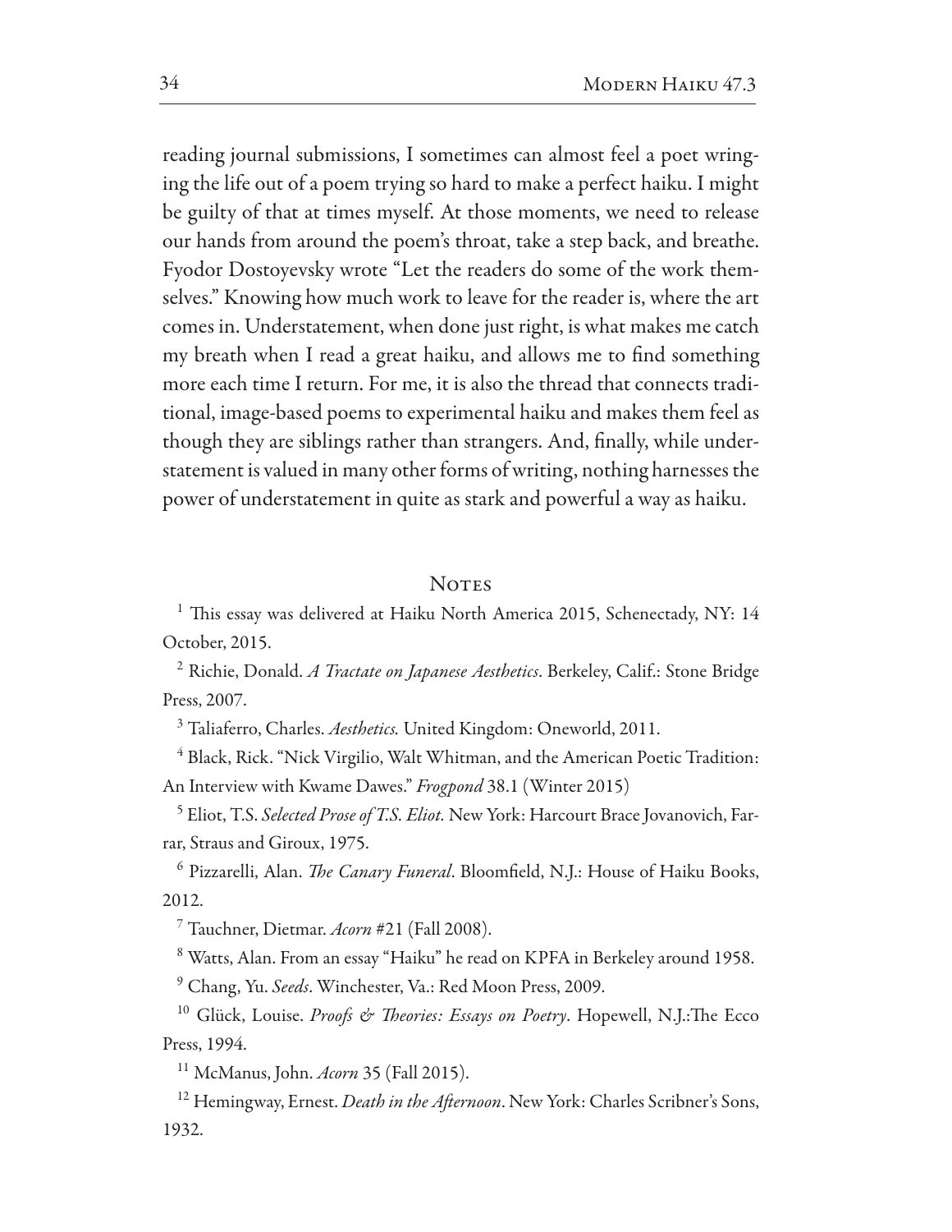reading journal submissions, I sometimes can almost feel a poet wringing the life out of a poem trying so hard to make a perfect haiku. I might be guilty of that at times myself. At those moments, we need to release our hands from around the poem's throat, take a step back, and breathe. Fyodor Dostoyevsky wrote "Let the readers do some of the work themselves." Knowing how much work to leave for the reader is, where the art comes in. Understatement, when done just right, is what makes me catch my breath when I read a great haiku, and allows me to find something more each time I return. For me, it is also the thread that connects traditional, image-based poems to experimental haiku and makes them feel as though they are siblings rather than strangers. And, finally, while understatement is valued in many other forms of writing, nothing harnesses the power of understatement in quite as stark and powerful a way as haiku.

## Notes

[1] This essay was delivered at Haiku North America 2015, Schenectady, NY: 14 October, 2015.

[2] Richie, Donald. *A Tractate on Japanese Aesthetics*. Berkeley, Calif.: Stone Bridge Press, 2007.

[3] Taliaferro, Charles. *Aesthetics.* United Kingdom: Oneworld, 2011.

[4] Black, Rick. "Nick Virgilio, Walt Whitman, and the American Poetic Tradition: An Interview with Kwame Dawes." *Frogpond* 38.1 (Winter 2015)

[5] Eliot, T.S. *Selected Prose of T.S. Eliot.* New York: Harcourt Brace Jovanovich, Farrar, Straus and Giroux, 1975.

[6] Pizzarelli, Alan. *The Canary Funeral*. Bloomfield, N.J.: House of Haiku Books, 2012.

[7] Tauchner, Dietmar. *Acorn* #21 (Fall 2008).

[8] Watts, Alan. From an essay "Haiku" he read on KPFA in Berkeley around 1958.

[9] Chang, Yu. *Seeds*. Winchester, Va.: Red Moon Press, 2009.

[10] Glück, Louise. *Proofs & Theories: Essays on Poetry*. Hopewell, N.J.:The Ecco Press, 1994.

[11] McManus, John. *Acorn* 35 (Fall 2015).

[12] Hemingway, Ernest. *Death in the Afternoon*. New York: Charles Scribner's Sons, 1932.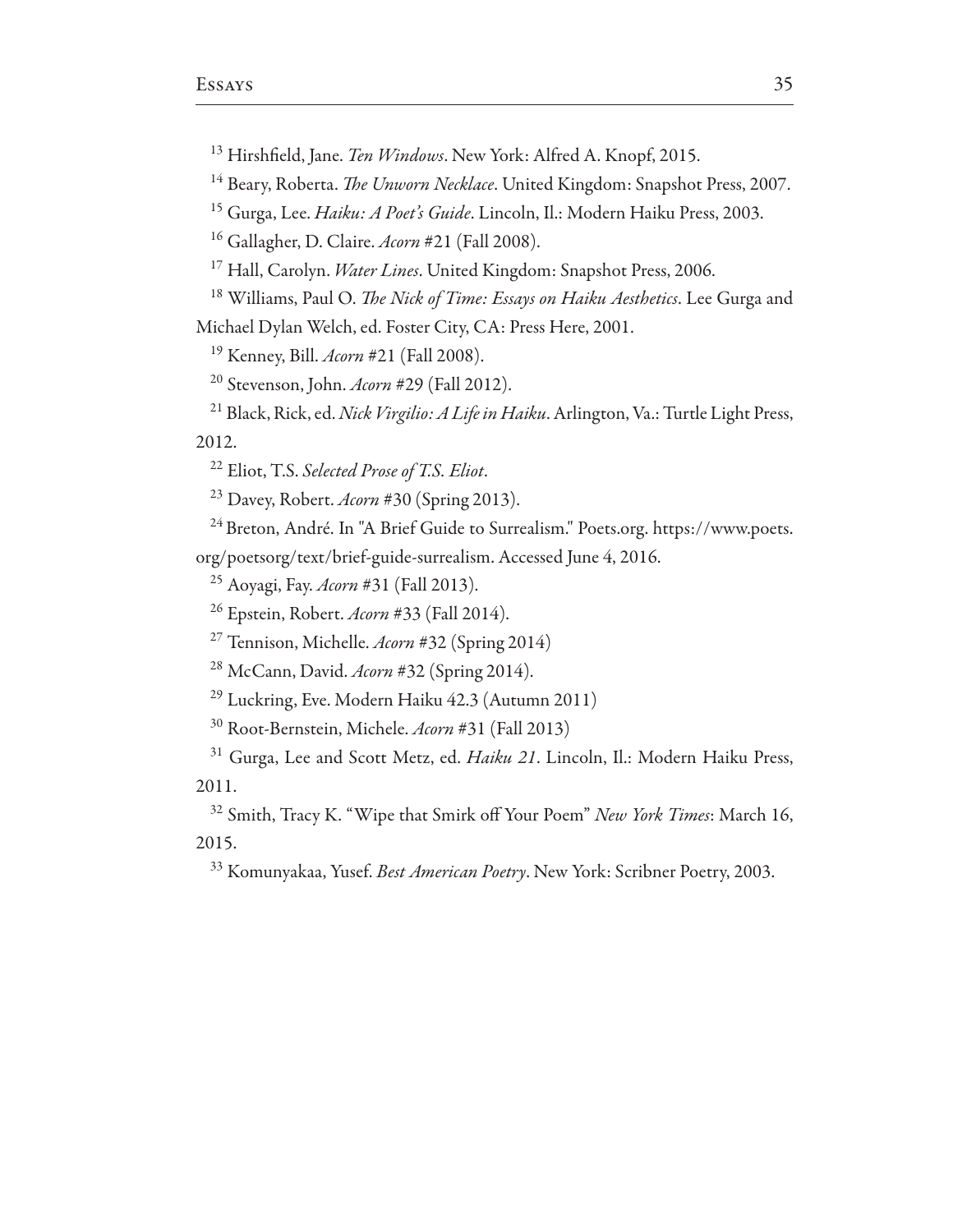[13] Hirshfield, Jane. *Ten Windows*. New York: Alfred A. Knopf, 2015.

[14] Beary, Roberta. *The Unworn Necklace*. United Kingdom: Snapshot Press, 2007.

[15] Gurga, Lee. *Haiku: A Poet's Guide*. Lincoln, Il.: Modern Haiku Press, 2003.

[16] Gallagher, D. Claire. *Acorn* #21 (Fall 2008).

[17] Hall, Carolyn. *Water Lines*. United Kingdom: Snapshot Press, 2006.

[18] Williams, Paul O. *The Nick of Time: Essays on Haiku Aesthetics*. Lee Gurga and Michael Dylan Welch, ed. Foster City, CA: Press Here, 2001.

[19] Kenney, Bill. *Acorn* #21 (Fall 2008).

[20] Stevenson, John. *Acorn* #29 (Fall 2012).

[21] Black, Rick, ed. *Nick Virgilio: A Life in Haiku*. Arlington, Va.: Turtle Light Press, 2012.

[22] Eliot, T.S. *Selected Prose of T.S. Eliot*.

[23] Davey, Robert. *Acorn* #30 (Spring 2013).

[24] Breton, André. In "A Brief Guide to Surrealism." Poets.org. https://www.poets.org/poetsorg/text/brief-guide-surrealism. Accessed June 4, 2016.

[25] Aoyagi, Fay. *Acorn* #31 (Fall 2013).

[26] Epstein, Robert. *Acorn* #33 (Fall 2014).

[27] Tennison, Michelle. *Acorn* #32 (Spring 2014)

[28] McCann, David. *Acorn* #32 (Spring 2014).

[29] Luckring, Eve. Modern Haiku 42.3 (Autumn 2011)

[30] Root-Bernstein, Michele. *Acorn* #31 (Fall 2013)

[31] Gurga, Lee and Scott Metz, ed. *Haiku 21*. Lincoln, Il.: Modern Haiku Press, 2011.

[32] Smith, Tracy K. "Wipe that Smirk off Your Poem" *New York Times*: March 16, 2015.

[33] Komunyakaa, Yusef. *Best American Poetry*. New York: Scribner Poetry, 2003.